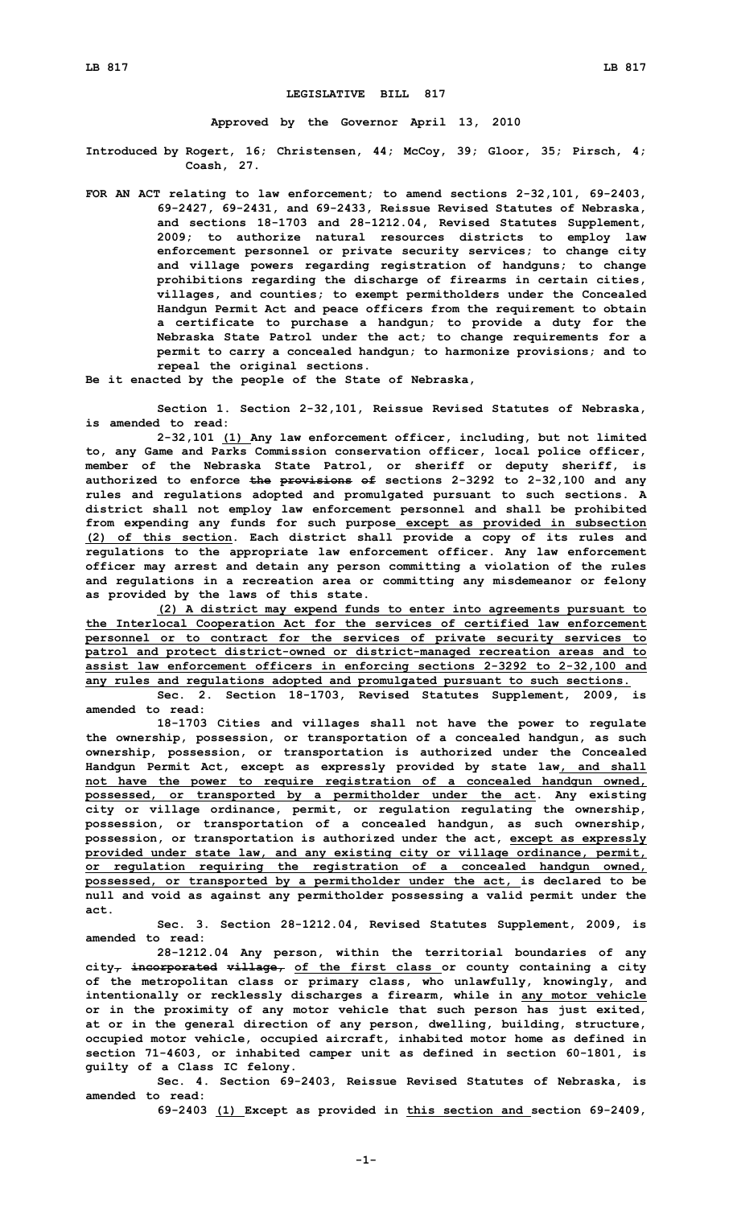# LEGISLATIVE BILL 817

**Approved by the Governor April 13, 2010**

**Introduced by Rogert, 16; Christensen, 44; McCoy, 39; Gloor, 35; Pirsch, 4; Coash, 27.**

**FOR AN ACT relating to law enforcement; to amend sections 2-32,101, 69-2403, 69-2427, 69-2431, and 69-2433, Reissue Revised Statutes of Nebraska, and sections 18-1703 and 28-1212.04, Revised Statutes Supplement, 2009; to authorize natural resources districts to employ law enforcement personnel or private security services; to change city and village powers regarding registration of handguns; to change prohibitions regarding the discharge of firearms in certain cities, villages, and counties; to exempt permitholders under the Concealed Handgun Permit Act and peace officers from the requirement to obtain a certificate to purchase a handgun; to provide a duty for the Nebraska State Patrol under the act; to change requirements for a permit to carry a concealed handgun; to harmonize provisions; and to repeal the original sections.**

**Be it enacted by the people of the State of Nebraska,**

**Section 1. Section 2-32,101, Reissue Revised Statutes of Nebraska, is amended to read:**

**2-32,101 (1) Any law enforcement officer, including, but not limited to, any Game and Parks Commission conservation officer, local police officer, member of the Nebraska State Patrol, or sheriff or deputy sheriff, is authorized to enforce ~~the provisions of~~ sections 2-3292 to 2-32,100 and any rules and regulations adopted and promulgated pursuant to such sections. A district shall not employ law enforcement personnel and shall be prohibited from expending any funds for such purpose except as provided in subsection (2) of this section. Each district shall provide a copy of its rules and regulations to the appropriate law enforcement officer. Any law enforcement officer may arrest and detain any person committing a violation of the rules and regulations in a recreation area or committing any misdemeanor or felony as provided by the laws of this state.**

**(2) A district may expend funds to enter into agreements pursuant to the Interlocal Cooperation Act for the services of certified law enforcement personnel or to contract for the services of private security services to patrol and protect district-owned or district-managed recreation areas and to assist law enforcement officers in enforcing sections 2-3292 to 2-32,100 and any rules and regulations adopted and promulgated pursuant to such sections.**

**Sec. 2. Section 18-1703, Revised Statutes Supplement, 2009, is amended to read:**

**18-1703 Cities and villages shall not have the power to regulate the ownership, possession, or transportation of a concealed handgun, as such ownership, possession, or transportation is authorized under the Concealed Handgun Permit Act, except as expressly provided by state law, and shall not have the power to require registration of a concealed handgun owned, possessed, or transported by a permitholder under the act. Any existing city or village ordinance, permit, or regulation regulating the ownership, possession, or transportation of a concealed handgun, as such ownership, possession, or transportation is authorized under the act, except as expressly provided under state law, and any existing city or village ordinance, permit, or regulation requiring the registration of a concealed handgun owned, possessed, or transported by a permitholder under the act, is declared to be null and void as against any permitholder possessing a valid permit under the act.**

**Sec. 3. Section 28-1212.04, Revised Statutes Supplement, 2009, is amended to read:**

**28-1212.04 Any person, within the territorial boundaries of any city~~,~~ ~~incorporated village,~~ of the first class or county containing a city of the metropolitan class or primary class, who unlawfully, knowingly, and intentionally or recklessly discharges a firearm, while in any motor vehicle or in the proximity of any motor vehicle that such person has just exited, at or in the general direction of any person, dwelling, building, structure, occupied motor vehicle, occupied aircraft, inhabited motor home as defined in section 71-4603, or inhabited camper unit as defined in section 60-1801, is guilty of a Class IC felony.**

**Sec. 4. Section 69-2403, Reissue Revised Statutes of Nebraska, is amended to read:**

**69-2403 (1) Except as provided in this section and section 69-2409,**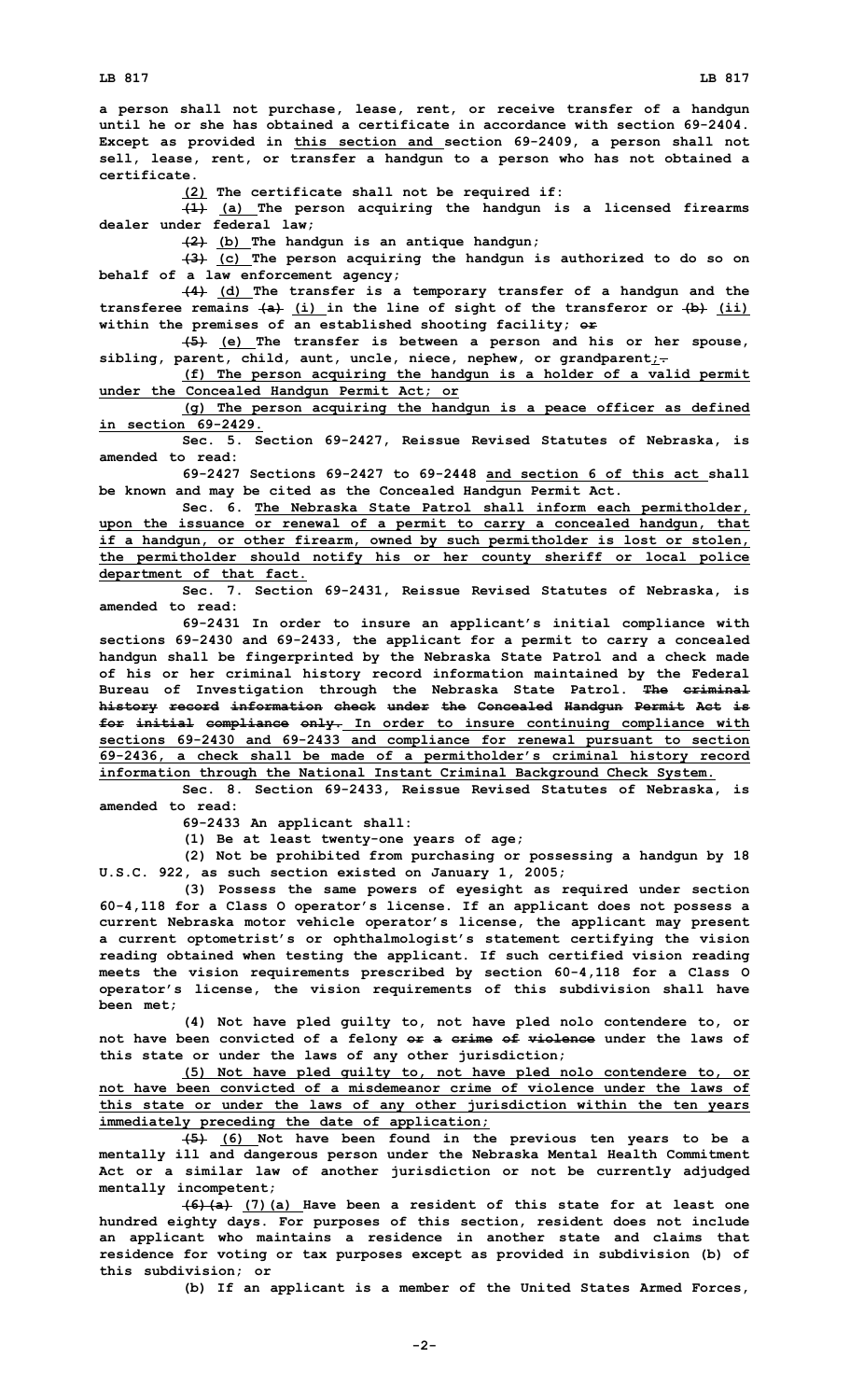**a person shall not purchase, lease, rent, or receive transfer of a handgun until he or she has obtained a certificate in accordance with section 69-2404. Except as provided in this section and section 69-2409, a person shall not sell, lease, rent, or transfer a handgun to a person who has not obtained a certificate.**

**(2) The certificate shall not be required if:**

**(1) (a) The person acquiring the handgun is a licensed firearms dealer under federal law;**

**(2) (b) The handgun is an antique handgun;**

**(3) (c) The person acquiring the handgun is authorized to do so on behalf of a law enforcement agency;**

**(4) (d) The transfer is a temporary transfer of a handgun and the transferee remains (a) (i) in the line of sight of the transferor or (b) (ii) within the premises of an established shooting facility; or**

**(5) (e) The transfer is between a person and his or her spouse, sibling, parent, child, aunt, uncle, niece, nephew, or grandparent;.**

**(f) The person acquiring the handgun is a holder of a valid permit under the Concealed Handgun Permit Act; or**

**(g) The person acquiring the handgun is a peace officer as defined in section 69-2429.**

**Sec. 5. Section 69-2427, Reissue Revised Statutes of Nebraska, is amended to read:**

**69-2427 Sections 69-2427 to 69-2448 and section 6 of this act shall be known and may be cited as the Concealed Handgun Permit Act.**

**Sec. 6. The Nebraska State Patrol shall inform each permitholder, upon the issuance or renewal of a permit to carry a concealed handgun, that if a handgun, or other firearm, owned by such permitholder is lost or stolen, the permitholder should notify his or her county sheriff or local police department of that fact.**

**Sec. 7. Section 69-2431, Reissue Revised Statutes of Nebraska, is amended to read:**

**69-2431 In order to insure an applicant's initial compliance with sections 69-2430 and 69-2433, the applicant for a permit to carry a concealed handgun shall be fingerprinted by the Nebraska State Patrol and a check made of his or her criminal history record information maintained by the Federal Bureau of Investigation through the Nebraska State Patrol. The criminal history record information check under the Concealed Handgun Permit Act is for initial compliance only. In order to insure continuing compliance with sections 69-2430 and 69-2433 and compliance for renewal pursuant to section 69-2436, a check shall be made of a permitholder's criminal history record information through the National Instant Criminal Background Check System.**

**Sec. 8. Section 69-2433, Reissue Revised Statutes of Nebraska, is amended to read:**

**69-2433 An applicant shall:**

**(1) Be at least twenty-one years of age;**

**(2) Not be prohibited from purchasing or possessing a handgun by 18 U.S.C. 922, as such section existed on January 1, 2005;**

**(3) Possess the same powers of eyesight as required under section 60-4,118 for a Class O operator's license. If an applicant does not possess a current Nebraska motor vehicle operator's license, the applicant may present a current optometrist's or ophthalmologist's statement certifying the vision reading obtained when testing the applicant. If such certified vision reading meets the vision requirements prescribed by section 60-4,118 for a Class O operator's license, the vision requirements of this subdivision shall have been met;**

**(4) Not have pled guilty to, not have pled nolo contendere to, or not have been convicted of a felony or a crime of violence under the laws of this state or under the laws of any other jurisdiction;**

**(5) Not have pled guilty to, not have pled nolo contendere to, or not have been convicted of a misdemeanor crime of violence under the laws of this state or under the laws of any other jurisdiction within the ten years immediately preceding the date of application;**

**(5) (6) Not have been found in the previous ten years to be a mentally ill and dangerous person under the Nebraska Mental Health Commitment Act or a similar law of another jurisdiction or not be currently adjudged mentally incompetent;**

**(6)(a) (7)(a) Have been a resident of this state for at least one hundred eighty days. For purposes of this section, resident does not include an applicant who maintains a residence in another state and claims that residence for voting or tax purposes except as provided in subdivision (b) of this subdivision; or**

**(b) If an applicant is a member of the United States Armed Forces,**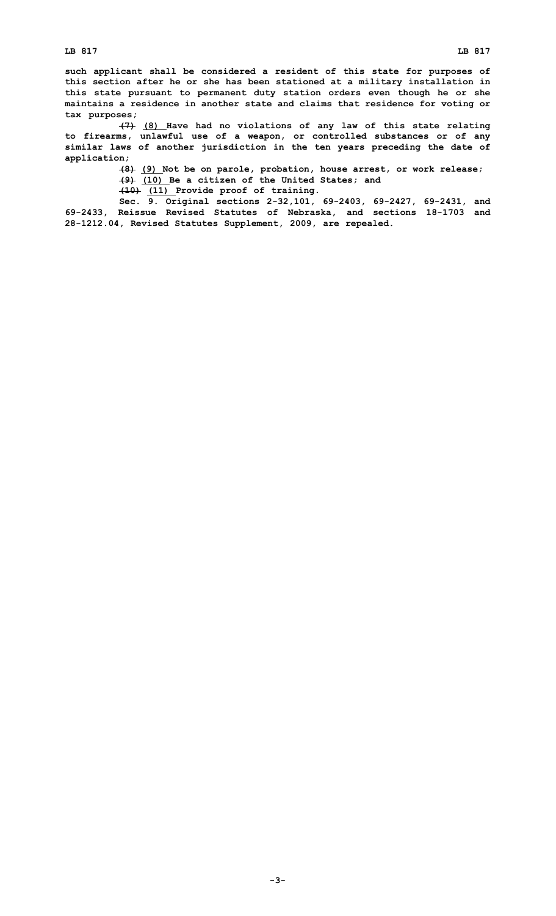such applicant shall be considered a resident of this state for purposes of this section after he or she has been stationed at a military installation in this state pursuant to permanent duty station orders even though he or she maintains a residence in another state and claims that residence for voting or tax purposes;

~~(7)~~ (8) Have had no violations of any law of this state relating to firearms, unlawful use of a weapon, or controlled substances or of any similar laws of another jurisdiction in the ten years preceding the date of application;

~~(8)~~ (9) Not be on parole, probation, house arrest, or work release;

~~(9)~~ (10) Be a citizen of the United States; and

~~(10)~~ (11) Provide proof of training.

Sec. 9. Original sections 2-32,101, 69-2403, 69-2427, 69-2431, and 69-2433, Reissue Revised Statutes of Nebraska, and sections 18-1703 and 28-1212.04, Revised Statutes Supplement, 2009, are repealed.